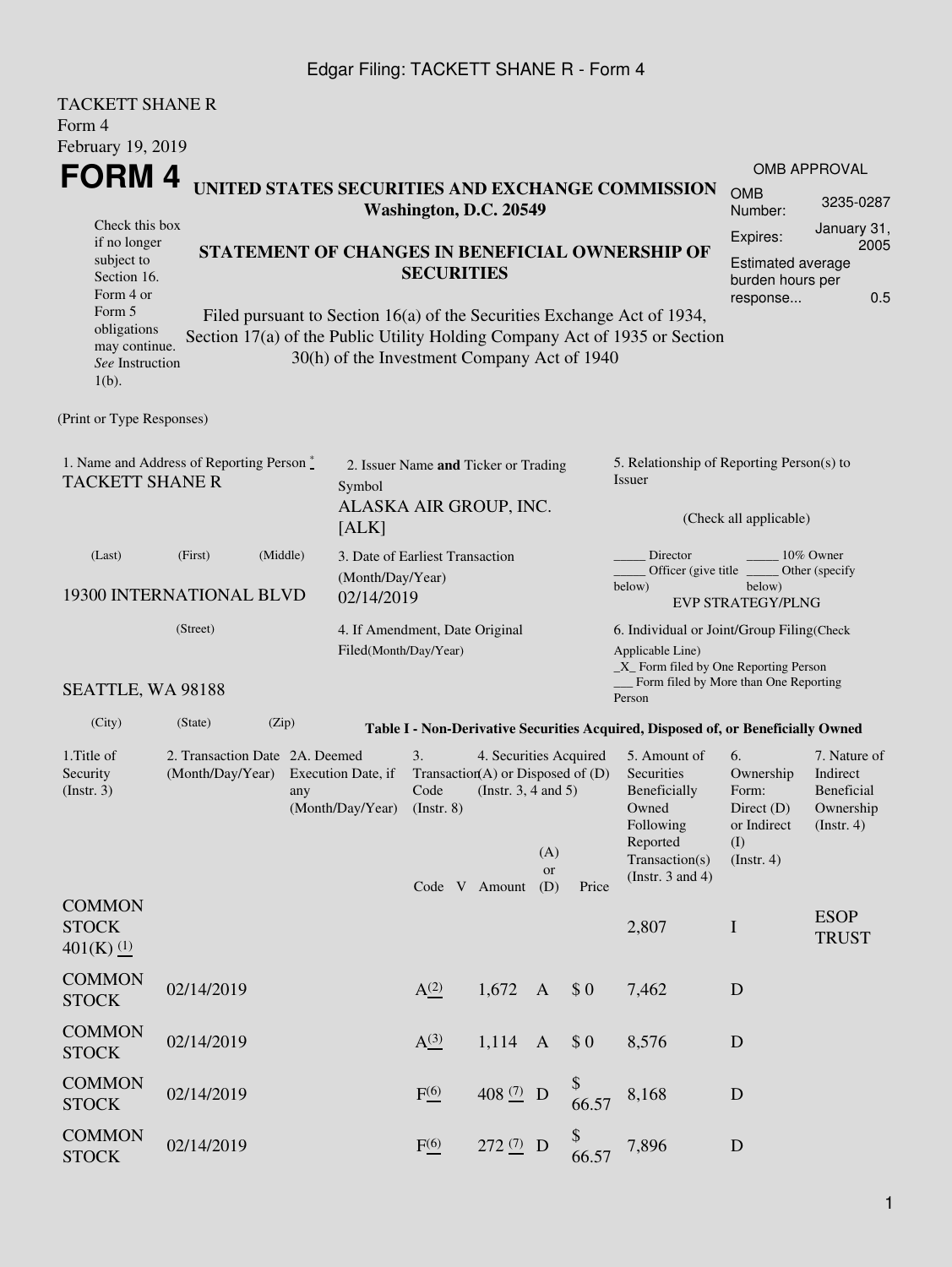Edgar Filing: TACKETT SHANE R - Form 4

TACKETT SHANE R
Form 4
February 19, 2019

# FORM 4

**UNITED STATES SECURITIES AND EXCHANGE COMMISSION**
**Washington, D.C. 20549**

**STATEMENT OF CHANGES IN BENEFICIAL OWNERSHIP OF SECURITIES**

Filed pursuant to Section 16(a) of the Securities Exchange Act of 1934, Section 17(a) of the Public Utility Holding Company Act of 1935 or Section 30(h) of the Investment Company Act of 1940

Check this box if no longer subject to Section 16. Form 4 or Form 5 obligations may continue. *See* Instruction 1(b).

OMB APPROVAL
OMB Number: 3235-0287
Expires: January 31, 2005
Estimated average burden hours per response... 0.5

(Print or Type Responses)

1. Name and Address of Reporting Person *
TACKETT SHANE R

(Last) (First) (Middle)

19300 INTERNATIONAL BLVD

(Street)

SEATTLE, WA 98188

(City) (State) (Zip)

2. Issuer Name **and** Ticker or Trading Symbol
ALASKA AIR GROUP, INC. [ALK]

3. Date of Earliest Transaction (Month/Day/Year)
02/14/2019

4. If Amendment, Date Original Filed(Month/Day/Year)

5. Relationship of Reporting Person(s) to Issuer

(Check all applicable)

_____ Director _____ 10% Owner
_____ Officer (give title below) _____ Other (specify below)
EVP STRATEGY/PLNG

6. Individual or Joint/Group Filing(Check Applicable Line)
_X_ Form filed by One Reporting Person
___ Form filed by More than One Reporting Person

**Table I - Non-Derivative Securities Acquired, Disposed of, or Beneficially Owned**

| 1.Title of Security (Instr. 3) | 2. Transaction Date (Month/Day/Year) | 2A. Deemed Execution Date, if any (Month/Day/Year) | 3. Transaction Code (Instr. 8) | | 4. Securities Acquired (A) or Disposed of (D) (Instr. 3, 4 and 5) | | | 5. Amount of Securities Beneficially Owned Following Reported Transaction(s) (Instr. 3 and 4) | 6. Ownership Form: Direct (D) or Indirect (I) (Instr. 4) | 7. Nature of Indirect Beneficial Ownership (Instr. 4) |
|---|---|---|---|---|---|---|---|---|---|---|
| | | | Code | V | Amount | (A) or (D) | Price | | | |
| COMMON STOCK 401(K) (1) | | | | | | | | 2,807 | I | ESOP TRUST |
| COMMON STOCK | 02/14/2019 | | A (2) | | 1,672 | A | $ 0 | 7,462 | D | |
| COMMON STOCK | 02/14/2019 | | A (3) | | 1,114 | A | $ 0 | 8,576 | D | |
| COMMON STOCK | 02/14/2019 | | F (6) | | 408 (7) | D | $ 66.57 | 8,168 | D | |
| COMMON STOCK | 02/14/2019 | | F (6) | | 272 (7) | D | $ 66.57 | 7,896 | D | |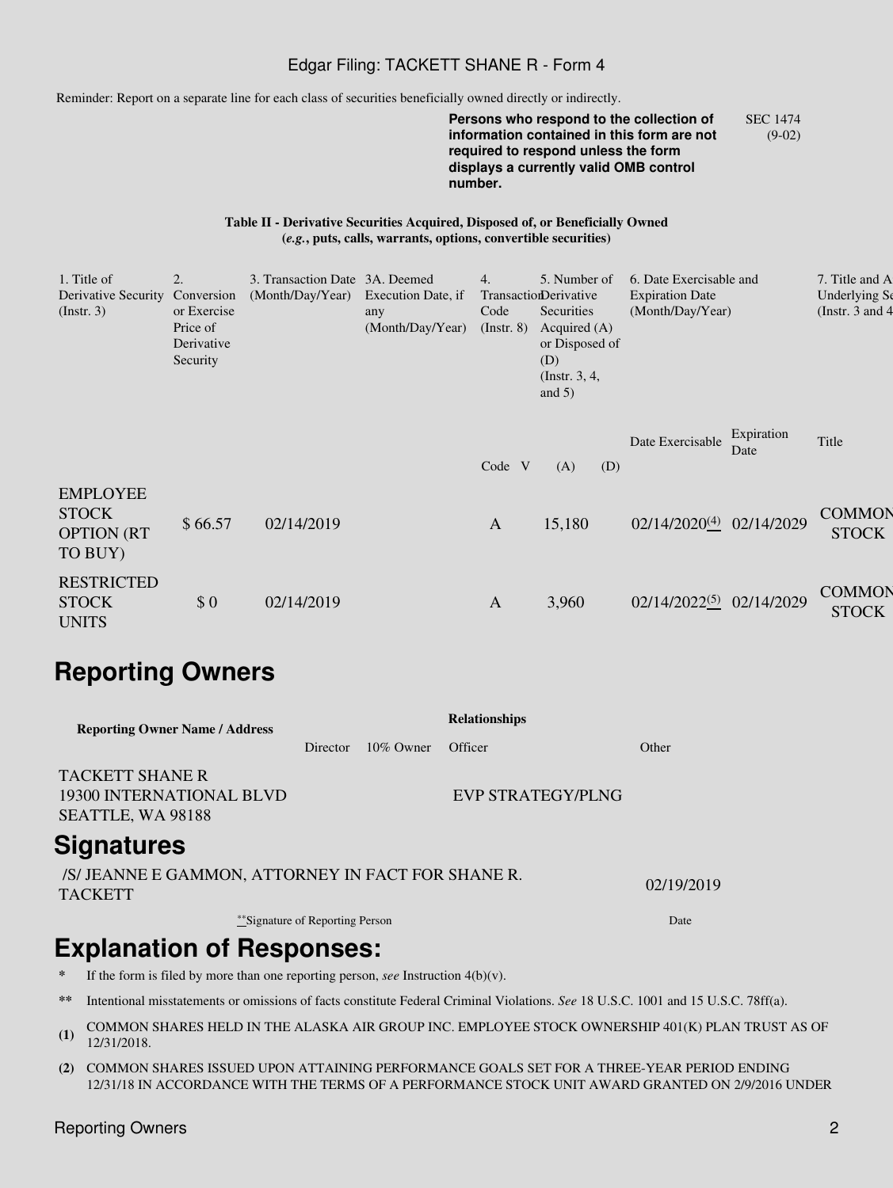Reminder: Report on a separate line for each class of securities beneficially owned directly or indirectly.

**Persons who respond to the collection of information contained in this form are not required to respond unless the form displays a currently valid OMB control number.**

SEC 1474 (9-02)

**Table II - Derivative Securities Acquired, Disposed of, or Beneficially Owned**
**(*e.g.*, puts, calls, warrants, options, convertible securities)**

| 1. Title of Derivative Security (Instr. 3) | 2. Conversion or Exercise Price of Derivative Security | 3. Transaction Date (Month/Day/Year) | 3A. Deemed Execution Date, if any (Month/Day/Year) | 4. Transaction Code (Instr. 8) | | 5. Number of Derivative Securities Acquired (A) or Disposed of (D) (Instr. 3, 4, and 5) | | 6. Date Exercisable and Expiration Date (Month/Day/Year) | | 7. Title and A Underlying Se (Instr. 3 and 4 |
|---|---|---|---|---|---|---|---|---|---|---|
| | | | | Code | V | (A) | (D) | Date Exercisable | Expiration Date | Title |
| EMPLOYEE STOCK OPTION (RT TO BUY) | $ 66.57 | 02/14/2019 | | A | | 15,180 | | 02/14/2020 (4) | 02/14/2029 | COMMON STOCK |
| RESTRICTED STOCK UNITS | $ 0 | 02/14/2019 | | A | | 3,960 | | 02/14/2022 (5) | 02/14/2029 | COMMON STOCK |

# Reporting Owners

| Reporting Owner Name / Address | Relationships | | | |
|---|---|---|---|---|
| | Director | 10% Owner | Officer | Other |
| TACKETT SHANE R<br>19300 INTERNATIONAL BLVD<br>SEATTLE, WA 98188 | | | EVP STRATEGY/PLNG | |

# Signatures

| /S/ JEANNE E GAMMON, ATTORNEY IN FACT FOR SHANE R. TACKETT | 02/19/2019 |
|---|---|
| **Signature of Reporting Person | Date |

# Explanation of Responses:

- \* If the form is filed by more than one reporting person, *see* Instruction 4(b)(v).
- \*\* Intentional misstatements or omissions of facts constitute Federal Criminal Violations. *See* 18 U.S.C. 1001 and 15 U.S.C. 78ff(a).
- **(1)** COMMON SHARES HELD IN THE ALASKA AIR GROUP INC. EMPLOYEE STOCK OWNERSHIP 401(K) PLAN TRUST AS OF 12/31/2018.
- **(2)** COMMON SHARES ISSUED UPON ATTAINING PERFORMANCE GOALS SET FOR A THREE-YEAR PERIOD ENDING 12/31/18 IN ACCORDANCE WITH THE TERMS OF A PERFORMANCE STOCK UNIT AWARD GRANTED ON 2/9/2016 UNDER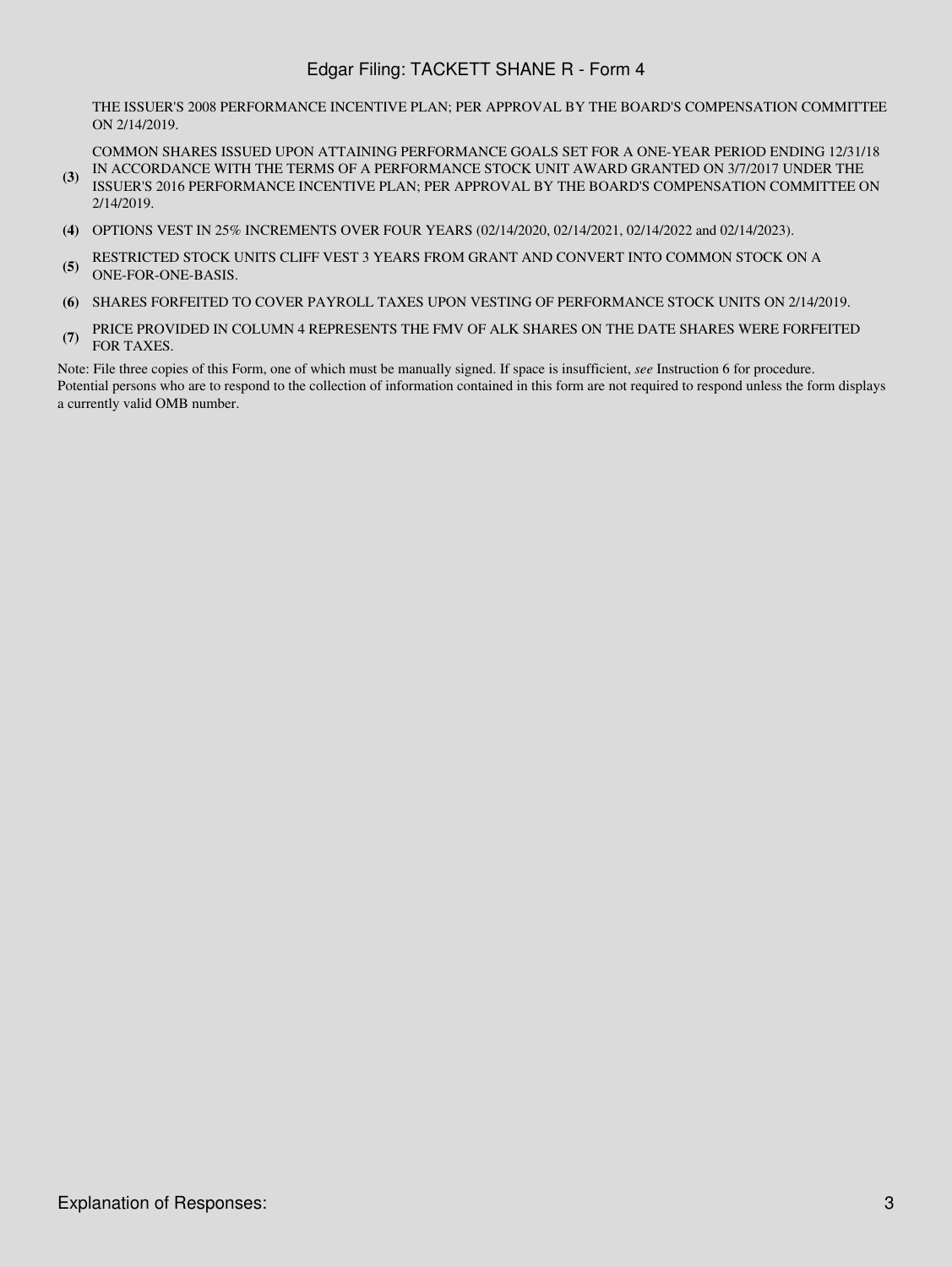THE ISSUER'S 2008 PERFORMANCE INCENTIVE PLAN; PER APPROVAL BY THE BOARD'S COMPENSATION COMMITTEE ON 2/14/2019.

**(3)** COMMON SHARES ISSUED UPON ATTAINING PERFORMANCE GOALS SET FOR A ONE-YEAR PERIOD ENDING 12/31/18 IN ACCORDANCE WITH THE TERMS OF A PERFORMANCE STOCK UNIT AWARD GRANTED ON 3/7/2017 UNDER THE ISSUER'S 2016 PERFORMANCE INCENTIVE PLAN; PER APPROVAL BY THE BOARD'S COMPENSATION COMMITTEE ON 2/14/2019.

**(4)** OPTIONS VEST IN 25% INCREMENTS OVER FOUR YEARS (02/14/2020, 02/14/2021, 02/14/2022 and 02/14/2023).

**(5)** RESTRICTED STOCK UNITS CLIFF VEST 3 YEARS FROM GRANT AND CONVERT INTO COMMON STOCK ON A ONE-FOR-ONE-BASIS.

**(6)** SHARES FORFEITED TO COVER PAYROLL TAXES UPON VESTING OF PERFORMANCE STOCK UNITS ON 2/14/2019.

**(7)** PRICE PROVIDED IN COLUMN 4 REPRESENTS THE FMV OF ALK SHARES ON THE DATE SHARES WERE FORFEITED FOR TAXES.

Note: File three copies of this Form, one of which must be manually signed. If space is insufficient, *see* Instruction 6 for procedure.

Potential persons who are to respond to the collection of information contained in this form are not required to respond unless the form displays a currently valid OMB number.

Explanation of Responses: